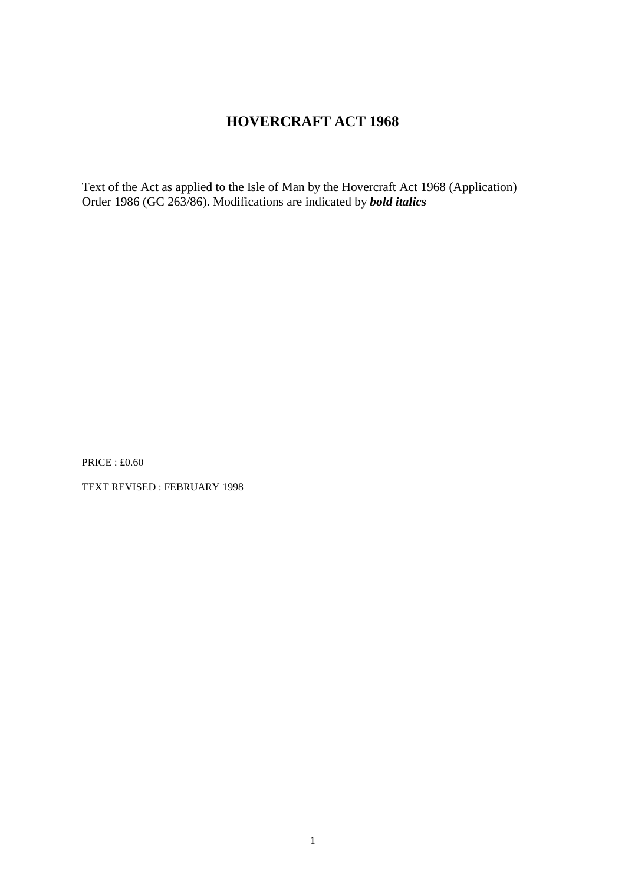# HOVERCRAFT ACT 1968

Text of the Act as applied to the Isle of Man by the Hovercraft Act 1968 (Application) Order 1986 (GC 263/86). Modifications are indicated by ***bold italics***

PRICE : £0.60

TEXT REVISED : FEBRUARY 1998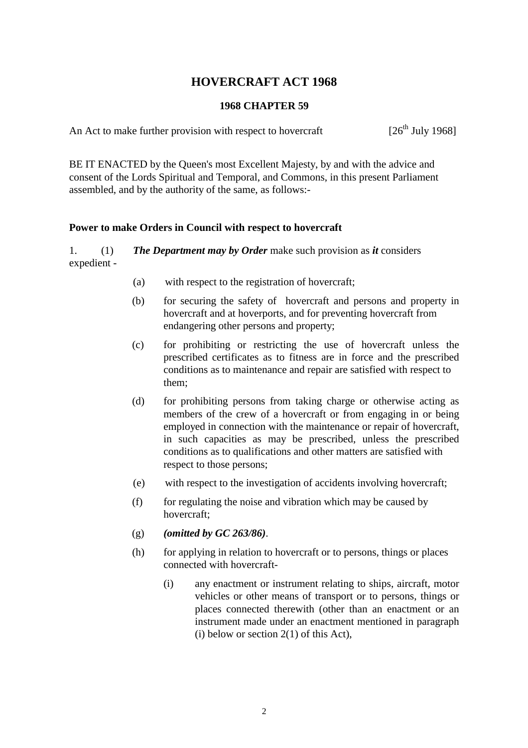# HOVERCRAFT ACT 1968

**1968 CHAPTER 59**

An Act to make further provision with respect to hovercraft [26th July 1968]

BE IT ENACTED by the Queen's most Excellent Majesty, by and with the advice and consent of the Lords Spiritual and Temporal, and Commons, in this present Parliament assembled, and by the authority of the same, as follows:-

**Power to make Orders in Council with respect to hovercraft**

1. (1) ***The Department may by Order*** make such provision as ***it*** considers expedient -

(a) with respect to the registration of hovercraft;

(b) for securing the safety of hovercraft and persons and property in hovercraft and at hoverports, and for preventing hovercraft from endangering other persons and property;

(c) for prohibiting or restricting the use of hovercraft unless the prescribed certificates as to fitness are in force and the prescribed conditions as to maintenance and repair are satisfied with respect to them;

(d) for prohibiting persons from taking charge or otherwise acting as members of the crew of a hovercraft or from engaging in or being employed in connection with the maintenance or repair of hovercraft, in such capacities as may be prescribed, unless the prescribed conditions as to qualifications and other matters are satisfied with respect to those persons;

(e) with respect to the investigation of accidents involving hovercraft;

(f) for regulating the noise and vibration which may be caused by hovercraft;

(g) ***(omitted by GC 263/86)***.

(h) for applying in relation to hovercraft or to persons, things or places connected with hovercraft-

(i) any enactment or instrument relating to ships, aircraft, motor vehicles or other means of transport or to persons, things or places connected therewith (other than an enactment or an instrument made under an enactment mentioned in paragraph (i) below or section 2(1) of this Act),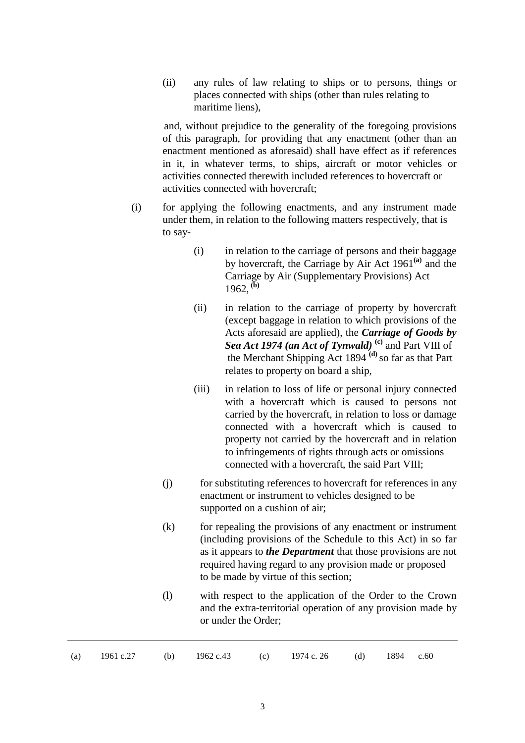(ii) any rules of law relating to ships or to persons, things or places connected with ships (other than rules relating to maritime liens),

and, without prejudice to the generality of the foregoing provisions of this paragraph, for providing that any enactment (other than an enactment mentioned as aforesaid) shall have effect as if references in it, in whatever terms, to ships, aircraft or motor vehicles or activities connected therewith included references to hovercraft or activities connected with hovercraft;

(i) for applying the following enactments, and any instrument made under them, in relation to the following matters respectively, that is to say-

(i) in relation to the carriage of persons and their baggage by hovercraft, the Carriage by Air Act 1961[(a)] and the Carriage by Air (Supplementary Provisions) Act 1962,[(b)]

(ii) in relation to the carriage of property by hovercraft (except baggage in relation to which provisions of the Acts aforesaid are applied), the ***Carriage of Goods by Sea Act 1974 (an Act of Tynwald)***[(c)] and Part VIII of the Merchant Shipping Act 1894[(d)] so far as that Part relates to property on board a ship,

(iii) in relation to loss of life or personal injury connected with a hovercraft which is caused to persons not carried by the hovercraft, in relation to loss or damage connected with a hovercraft which is caused to property not carried by the hovercraft and in relation to infringements of rights through acts or omissions connected with a hovercraft, the said Part VIII;

(j) for substituting references to hovercraft for references in any enactment or instrument to vehicles designed to be supported on a cushion of air;

(k) for repealing the provisions of any enactment or instrument (including provisions of the Schedule to this Act) in so far as it appears to ***the Department*** that those provisions are not required having regard to any provision made or proposed to be made by virtue of this section;

(l) with respect to the application of the Order to the Crown and the extra-territorial operation of any provision made by or under the Order;

---

(a) 1961 c.27 (b) 1962 c.43 (c) 1974 c. 26 (d) 1894 c.60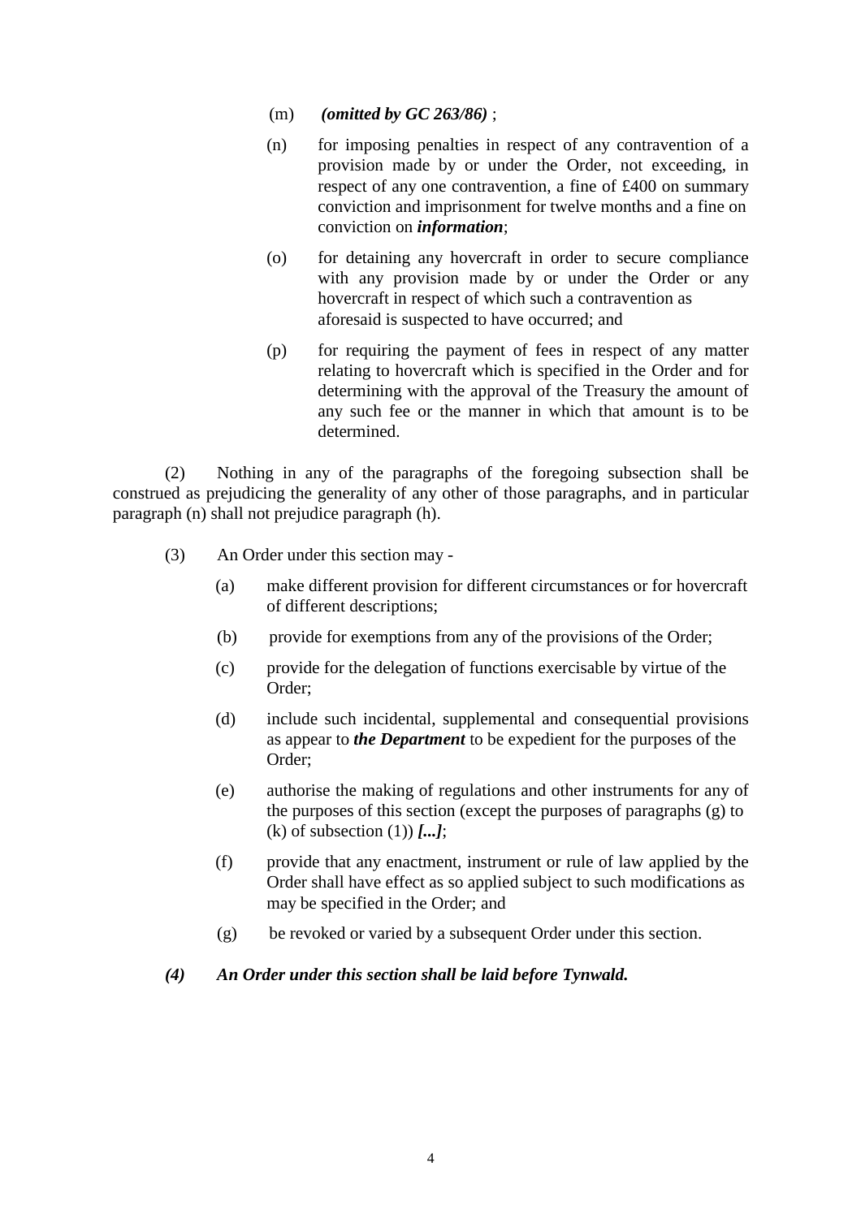(m) ***(omitted by GC 263/86)*** ;

(n) for imposing penalties in respect of any contravention of a provision made by or under the Order, not exceeding, in respect of any one contravention, a fine of £400 on summary conviction and imprisonment for twelve months and a fine on conviction on ***information***;

(o) for detaining any hovercraft in order to secure compliance with any provision made by or under the Order or any hovercraft in respect of which such a contravention as aforesaid is suspected to have occurred; and

(p) for requiring the payment of fees in respect of any matter relating to hovercraft which is specified in the Order and for determining with the approval of the Treasury the amount of any such fee or the manner in which that amount is to be determined.

(2) Nothing in any of the paragraphs of the foregoing subsection shall be construed as prejudicing the generality of any other of those paragraphs, and in particular paragraph (n) shall not prejudice paragraph (h).

(3) An Order under this section may -

(a) make different provision for different circumstances or for hovercraft of different descriptions;

(b) provide for exemptions from any of the provisions of the Order;

(c) provide for the delegation of functions exercisable by virtue of the Order;

(d) include such incidental, supplemental and consequential provisions as appear to ***the Department*** to be expedient for the purposes of the Order;

(e) authorise the making of regulations and other instruments for any of the purposes of this section (except the purposes of paragraphs (g) to (k) of subsection (1)) ***[...]***;

(f) provide that any enactment, instrument or rule of law applied by the Order shall have effect as so applied subject to such modifications as may be specified in the Order; and

(g) be revoked or varied by a subsequent Order under this section.

***(4) An Order under this section shall be laid before Tynwald.***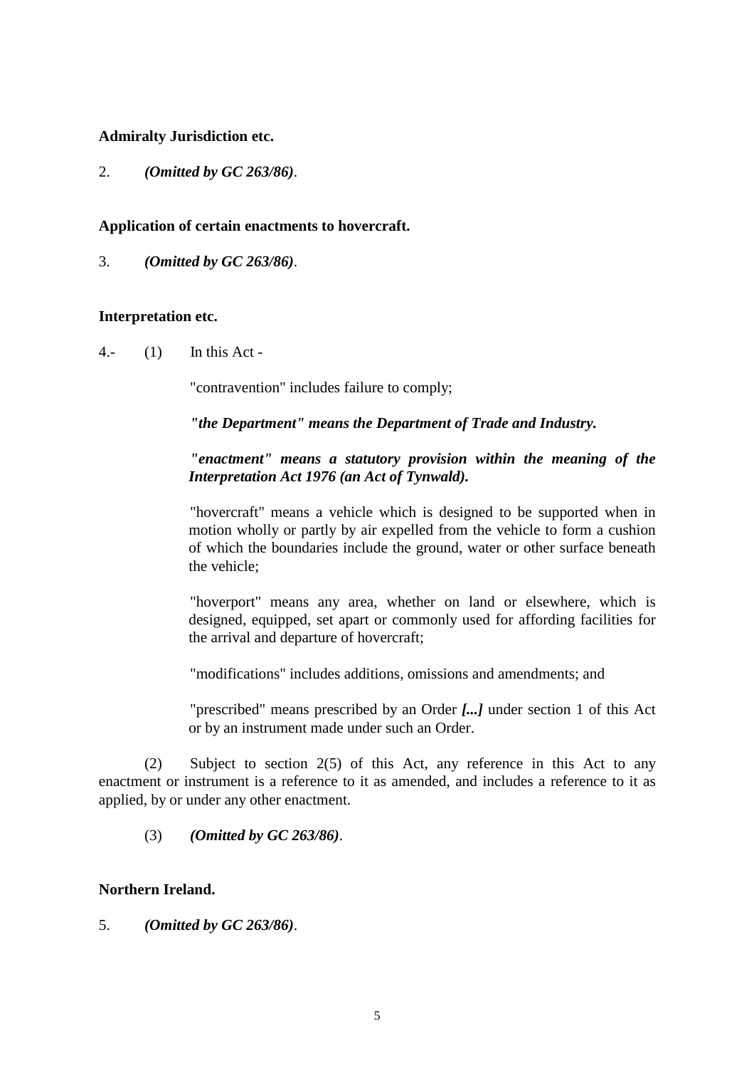**Admiralty Jurisdiction etc.**

2. ***(Omitted by GC 263/86)***.

**Application of certain enactments to hovercraft.**

3. ***(Omitted by GC 263/86)***.

**Interpretation etc.**

4.- (1) In this Act -

"contravention" includes failure to comply;

***"the Department" means the Department of Trade and Industry.***

***"enactment" means a statutory provision within the meaning of the Interpretation Act 1976 (an Act of Tynwald).***

"hovercraft" means a vehicle which is designed to be supported when in motion wholly or partly by air expelled from the vehicle to form a cushion of which the boundaries include the ground, water or other surface beneath the vehicle;

"hoverport" means any area, whether on land or elsewhere, which is designed, equipped, set apart or commonly used for affording facilities for the arrival and departure of hovercraft;

"modifications" includes additions, omissions and amendments; and

"prescribed" means prescribed by an Order ***[...]*** under section 1 of this Act or by an instrument made under such an Order.

(2) Subject to section 2(5) of this Act, any reference in this Act to any enactment or instrument is a reference to it as amended, and includes a reference to it as applied, by or under any other enactment.

(3) ***(Omitted by GC 263/86)***.

**Northern Ireland.**

5. ***(Omitted by GC 263/86)***.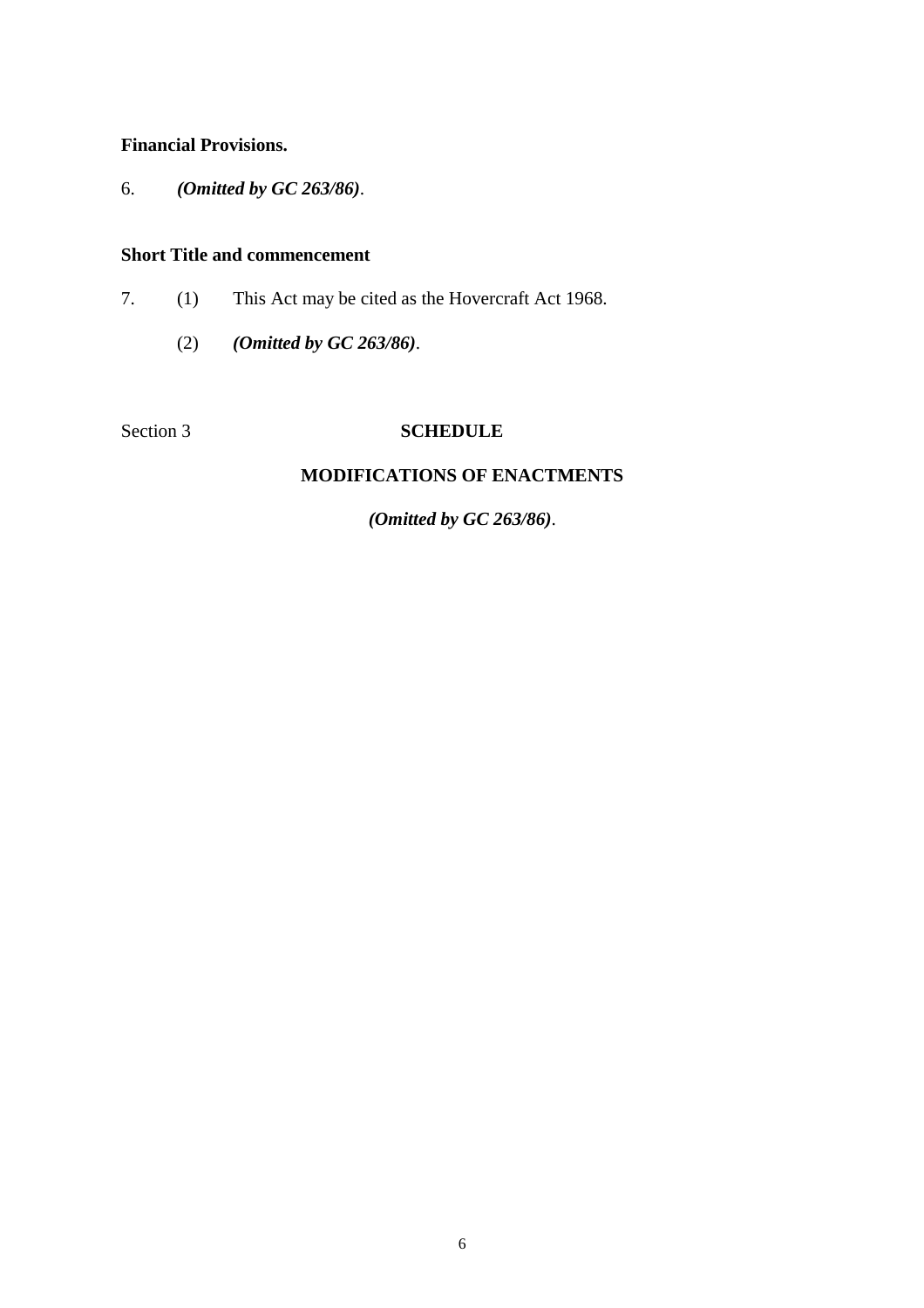**Financial Provisions.**

6. ***(Omitted by GC 263/86)***.

**Short Title and commencement**

7. (1) This Act may be cited as the Hovercraft Act 1968.

(2) ***(Omitted by GC 263/86)***.

Section 3

**SCHEDULE**

**MODIFICATIONS OF ENACTMENTS**

***(Omitted by GC 263/86)***.